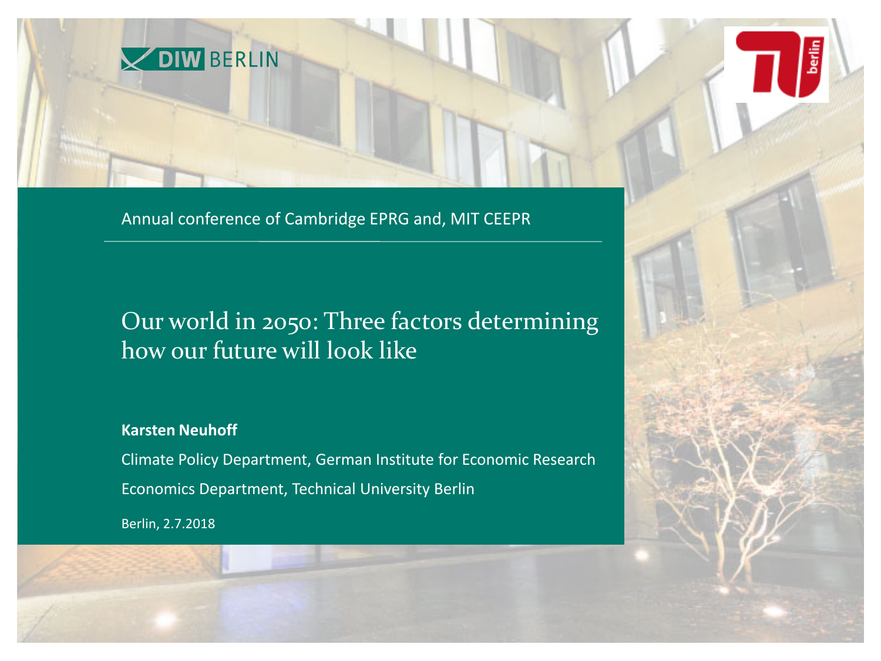DIW BERLIN

Annual conference of Cambridge EPRG and, MIT CEEPR

# Our world in 2050: Three factors determining how our future will look like

**Karsten Neuhoff**

Climate Policy Department, German Institute for Economic Research

Economics Department, Technical University Berlin

Berlin, 2.7.2018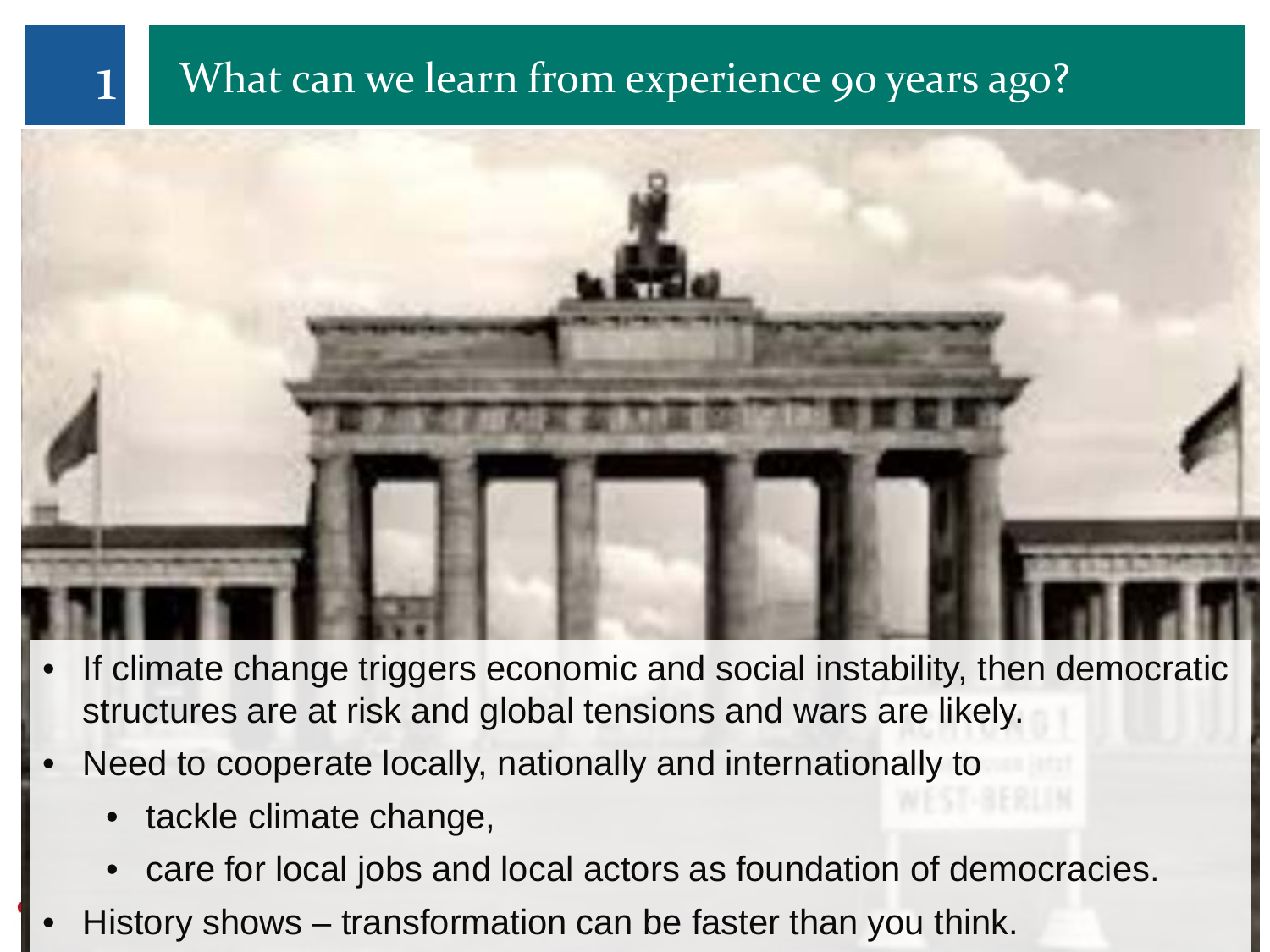# What can we learn from experience 90 years ago?

- If climate change triggers economic and social instability, then democratic structures are at risk and global tensions and wars are likely.
- Need to cooperate locally, nationally and internationally to
  - tackle climate change,
  - care for local jobs and local actors as foundation of democracies.
- History shows – transformation can be faster than you think.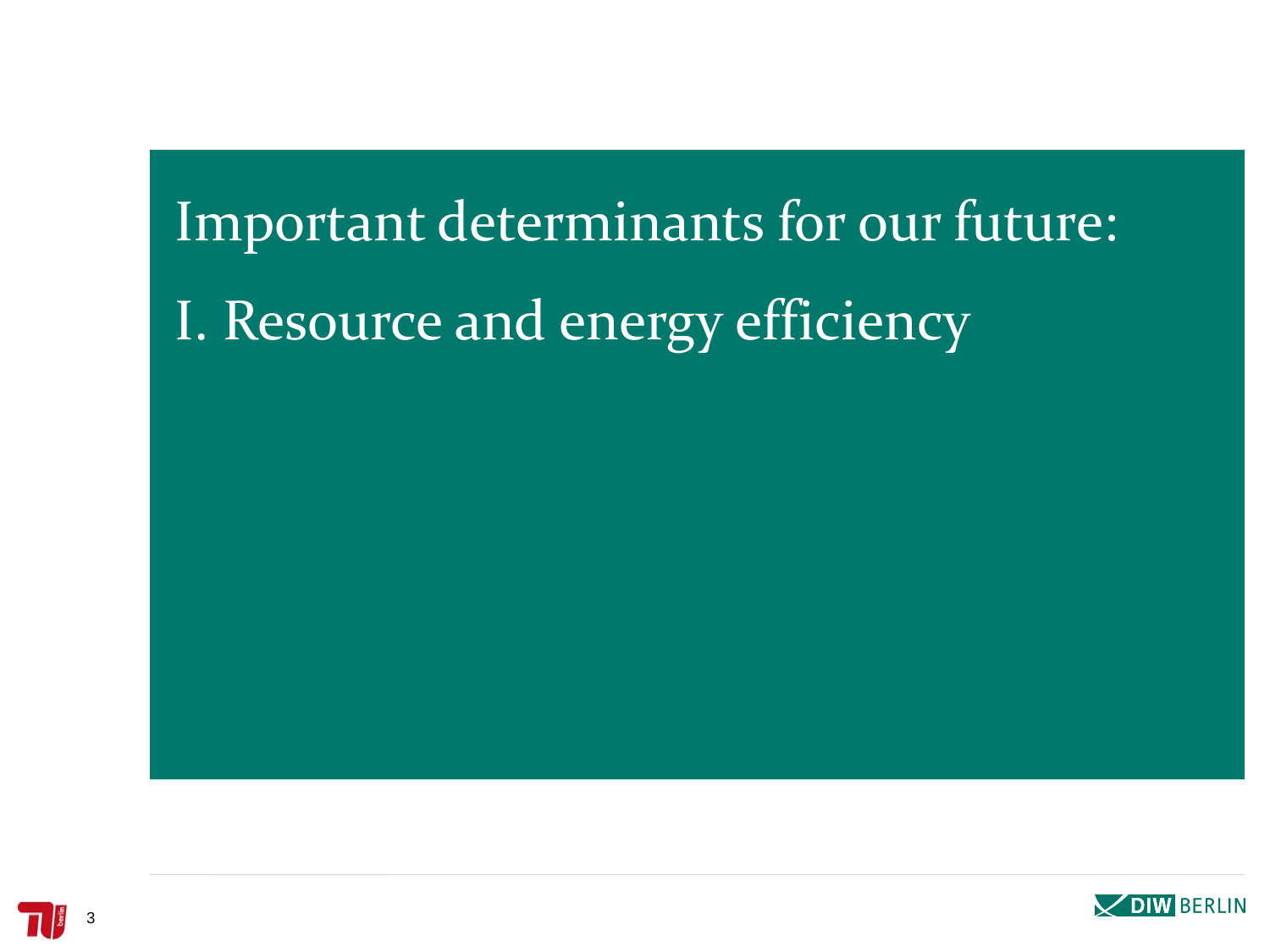# Important determinants for our future:

# I. Resource and energy efficiency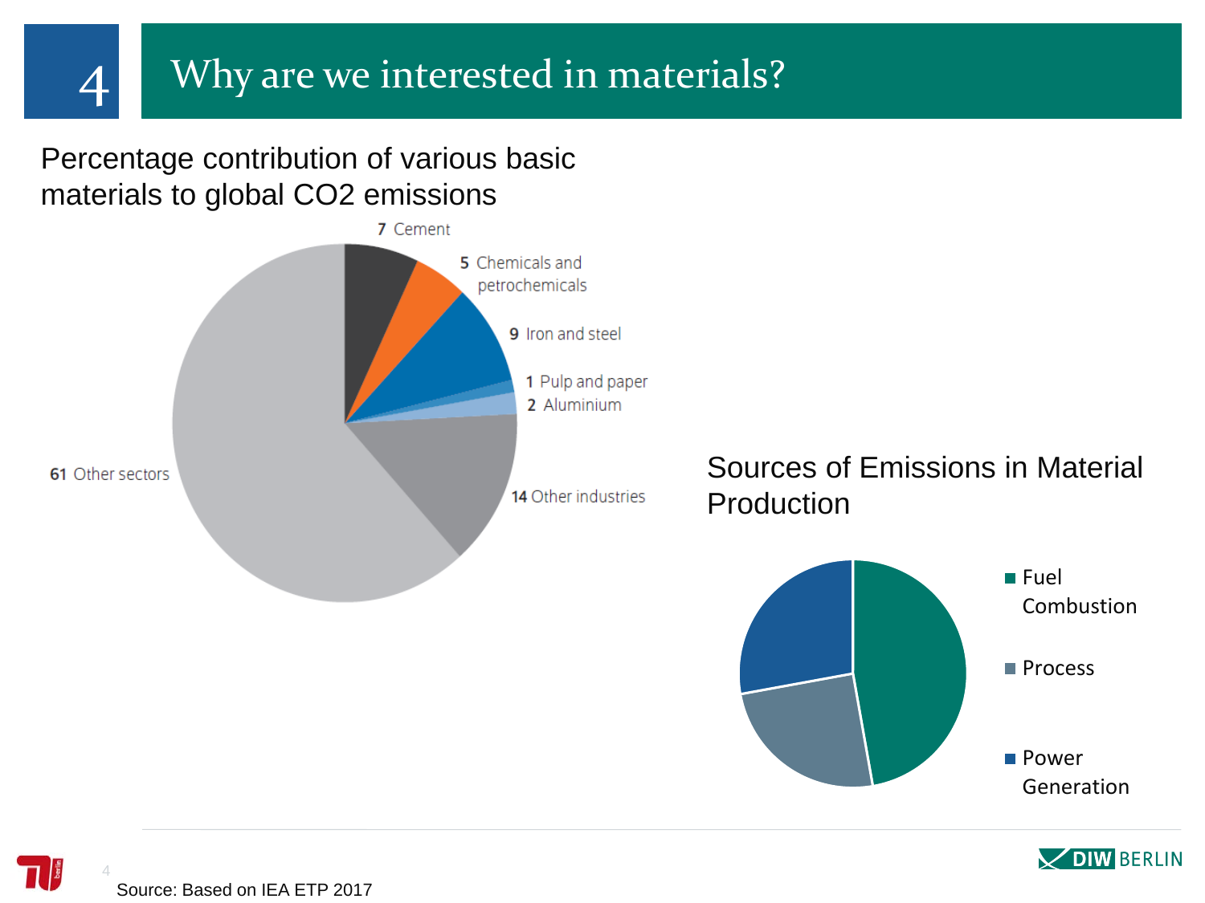# 4 Why are we interested in materials?

Percentage contribution of various basic materials to global $CO_2$ emissions

7 Cement

5 Chemicals and petrochemicals

9 Iron and steel

1 Pulp and paper

2 Aluminium

14 Other industries

61 Other sectors

Sources of Emissions in Material Production

- Fuel Combustion
- Process
- Power Generation

Source: Based on IEA ETP 2017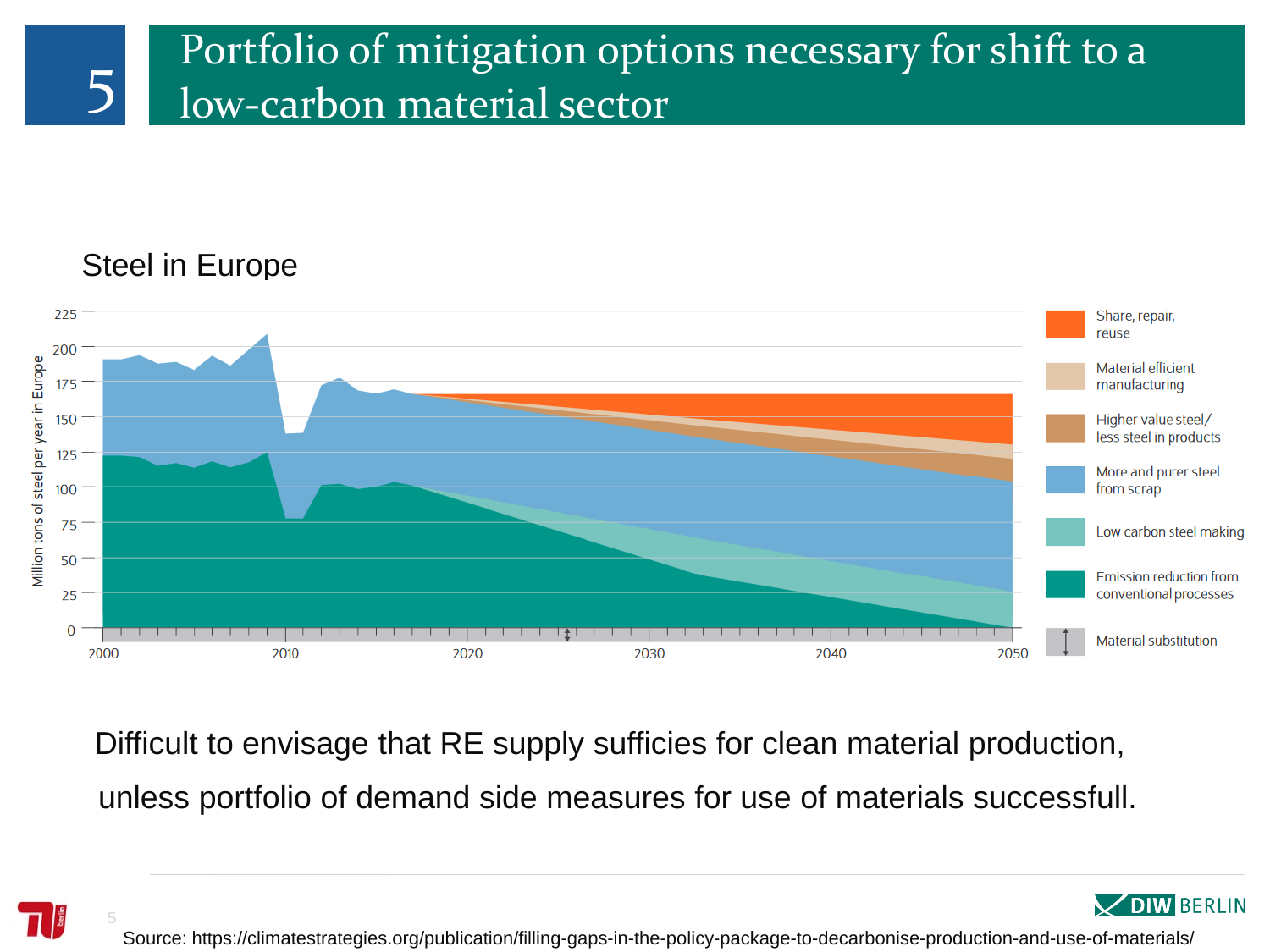# 5 Portfolio of mitigation options necessary for shift to a low-carbon material sector

Steel in Europe

Million tons of steel per year in Europe

225
200
175
150
125
100
75
50
25
0

2000 2010 2020 2030 2040 2050

- Share, repair, reuse
- Material efficient manufacturing
- Higher value steel/ less steel in products
- More and purer steel from scrap
- Low carbon steel making
- Emission reduction from conventional processes
- Material substitution

Difficult to envisage that RE supply sufficies for clean material production, unless portfolio of demand side measures for use of materials successfull.

Source: https://climatestrategies.org/publication/filling-gaps-in-the-policy-package-to-decarbonise-production-and-use-of-materials/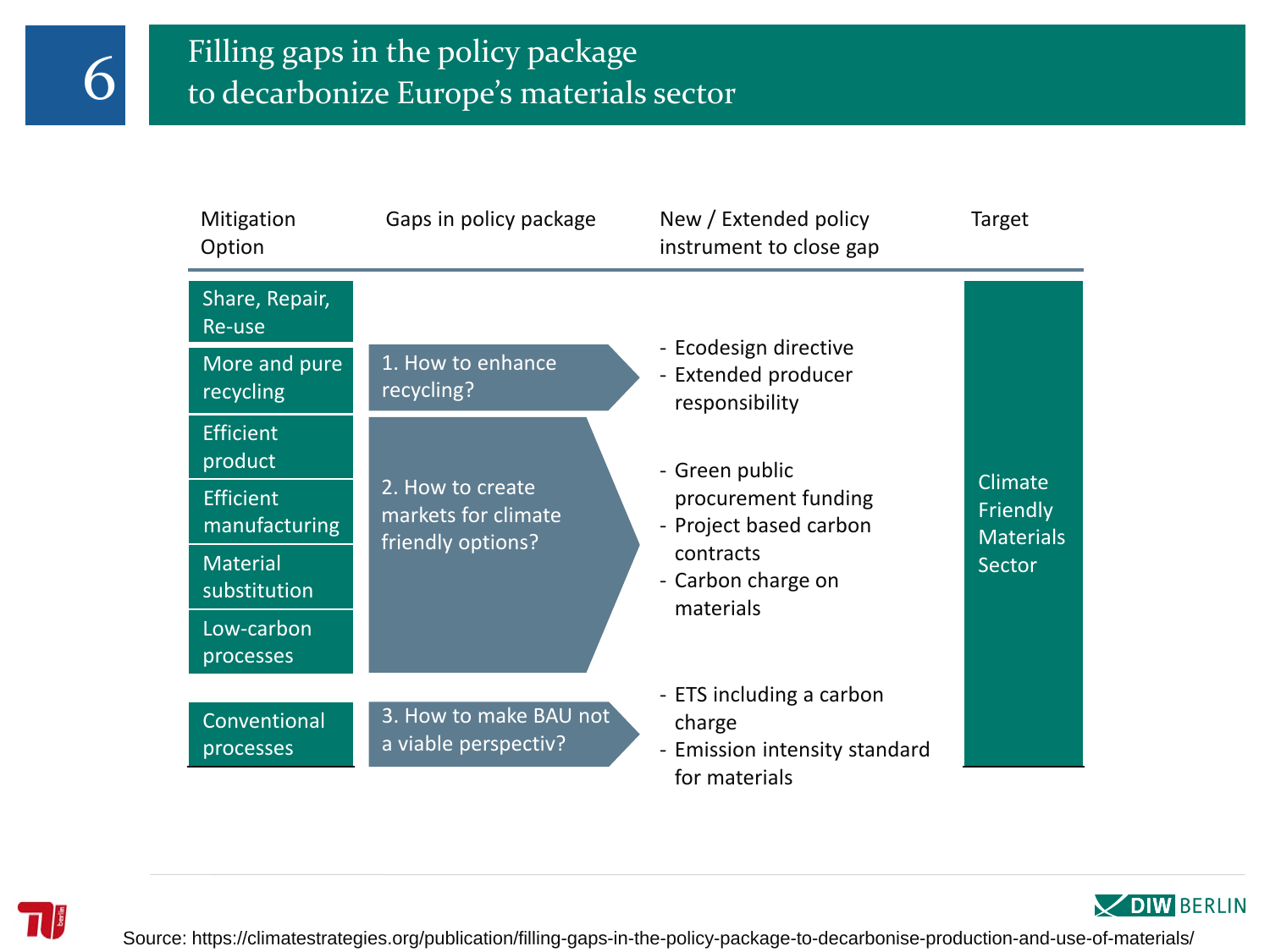# Filling gaps in the policy package to decarbonize Europe's materials sector

| Mitigation Option | Gaps in policy package | New / Extended policy instrument to close gap | Target |
| --- | --- | --- | --- |
| Share, Repair, Re-use<br>More and pure recycling | 1. How to enhance recycling? | - Ecodesign directive<br>- Extended producer responsibility | Climate Friendly Materials Sector |
| Efficient product<br>Efficient manufacturing<br>Material substitution<br>Low-carbon processes | 2. How to create markets for climate friendly options? | - Green public procurement funding<br>- Project based carbon contracts<br>- Carbon charge on materials | |
| Conventional processes | 3. How to make BAU not a viable perspectiv? | - ETS including a carbon charge<br>- Emission intensity standard for materials | |

Source: https://climatestrategies.org/publication/filling-gaps-in-the-policy-package-to-decarbonise-production-and-use-of-materials/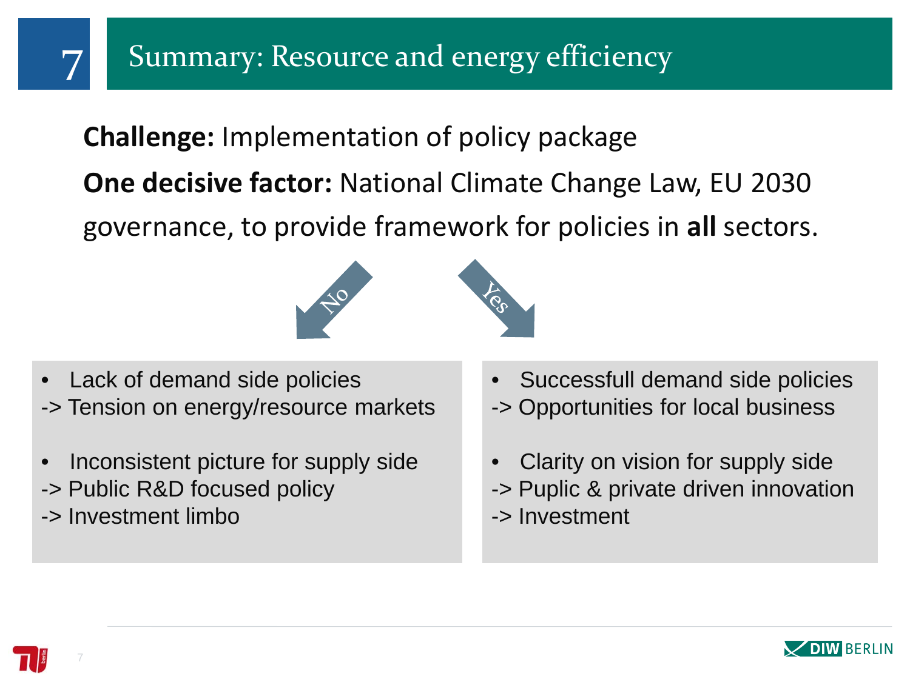# 7 Summary: Resource and energy efficiency

**Challenge:** Implementation of policy package

**One decisive factor:** National Climate Change Law, EU 2030 governance, to provide framework for policies in **all** sectors.

**No**

- Lack of demand side policies

-> Tension on energy/resource markets

- Inconsistent picture for supply side

-> Public R&D focused policy

-> Investment limbo

**Yes**

- Successfull demand side policies

-> Opportunities for local business

- Clarity on vision for supply side

-> Puplic & private driven innovation

-> Investment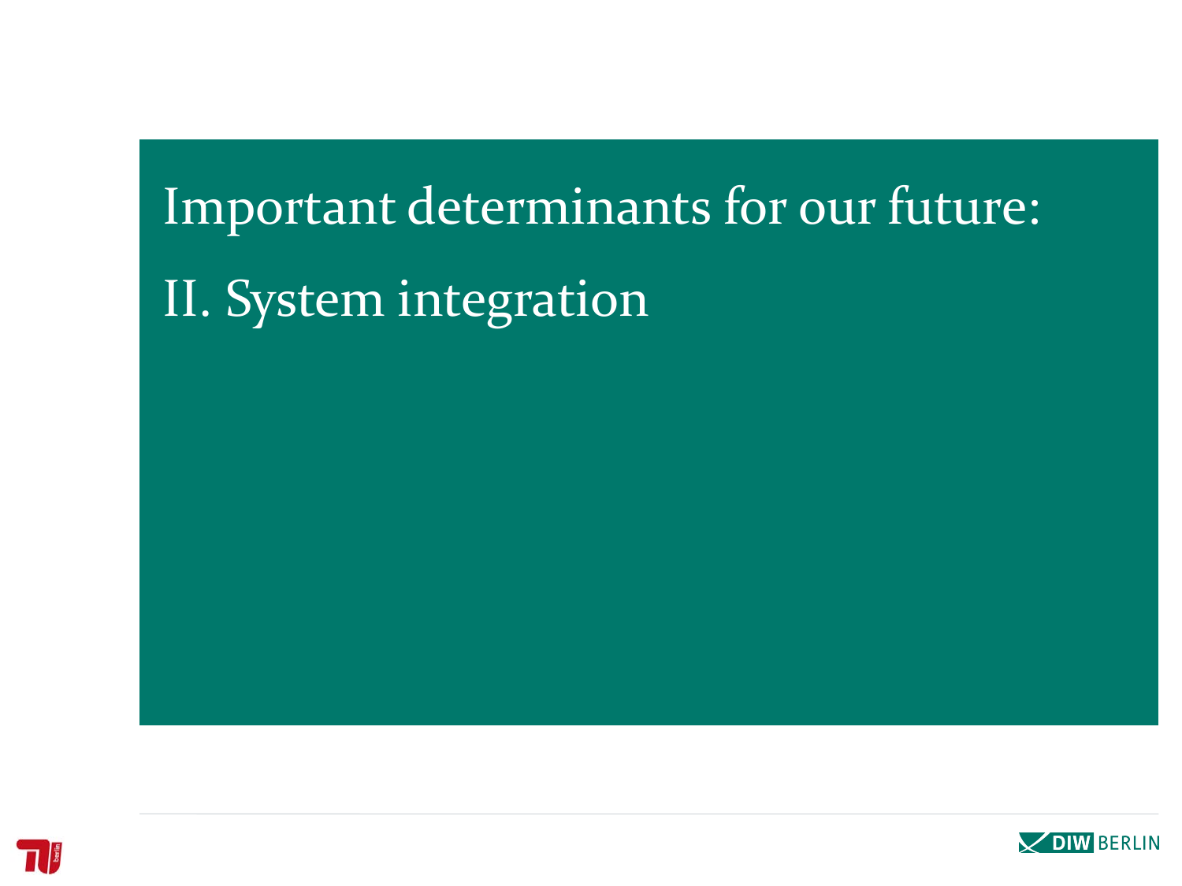# Important determinants for our future:

## II. System integration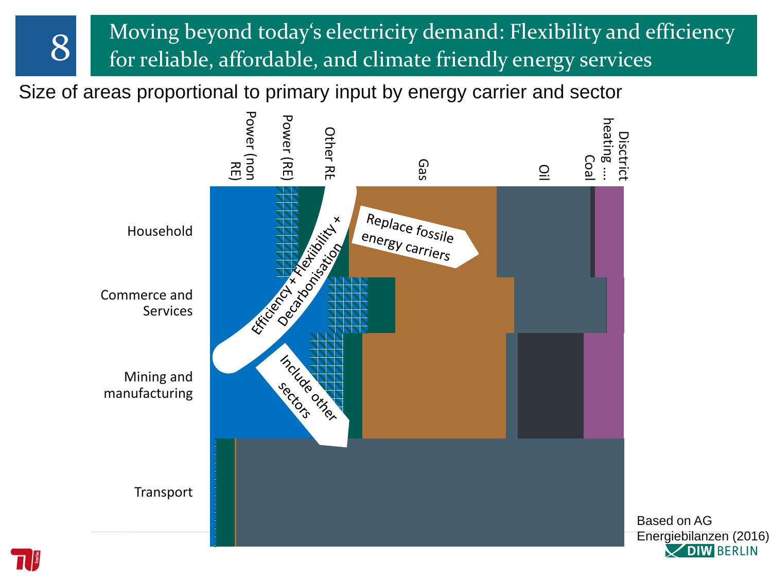# 8 Moving beyond today's electricity demand: Flexibility and efficiency for reliable, affordable, and climate friendly energy services

Size of areas proportional to primary input by energy carrier and sector

Power (non RE)

Power (RE)

Other RE

Gas

Oil

Coal

Disctrict heating …

Household

Commerce and Services

Mining and manufacturing

Transport

Replace fossile energy carriers

Efficiency + Flexibility + Decarbonisation

Include other sectors

Based on AG Energiebilanzen (2016)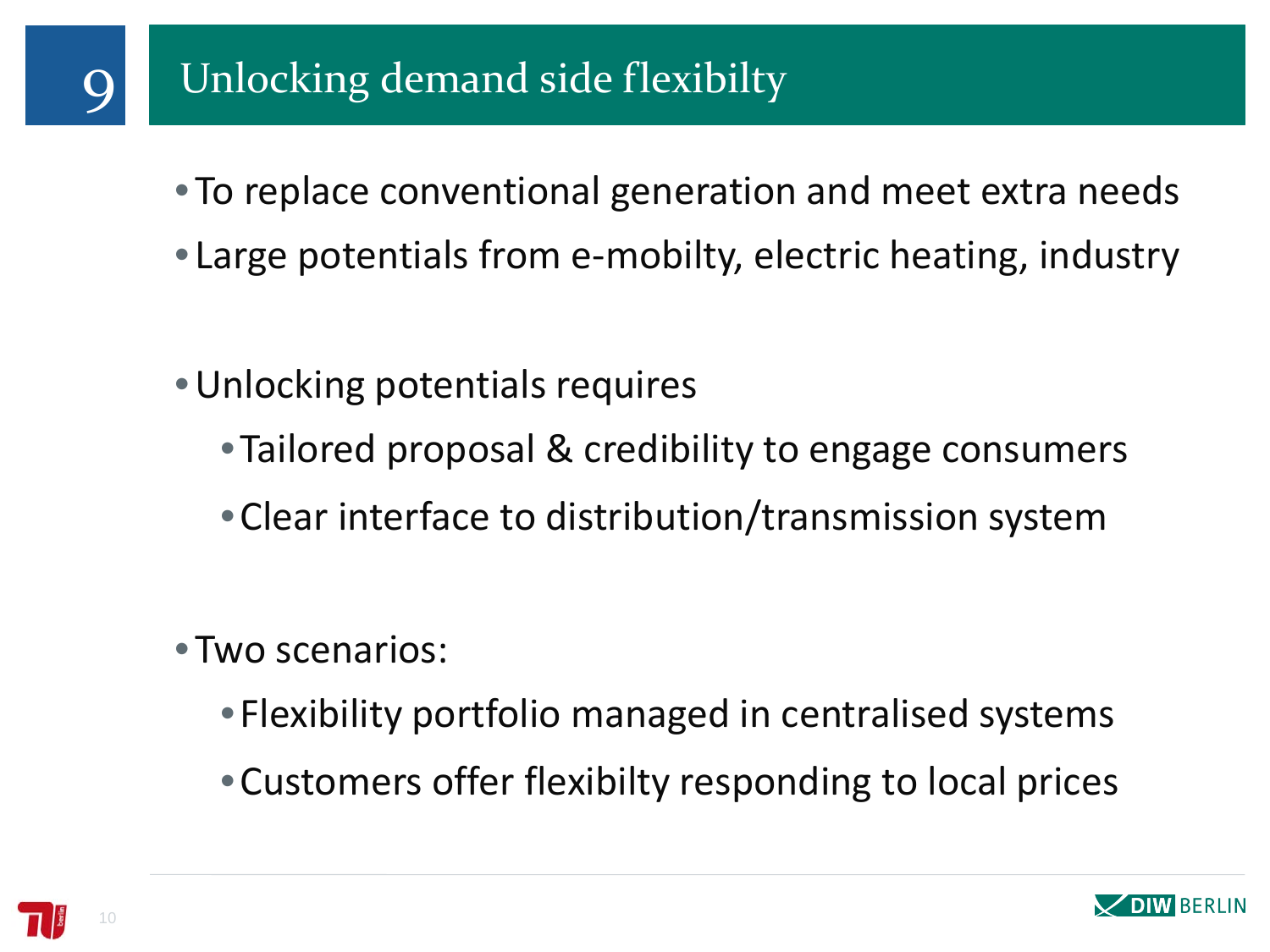# 9 Unlocking demand side flexibilty

- To replace conventional generation and meet extra needs
- Large potentials from e-mobilty, electric heating, industry

- Unlocking potentials requires
  - Tailored proposal & credibility to engage consumers
  - Clear interface to distribution/transmission system

- Two scenarios:
  - Flexibility portfolio managed in centralised systems
  - Customers offer flexibilty responding to local prices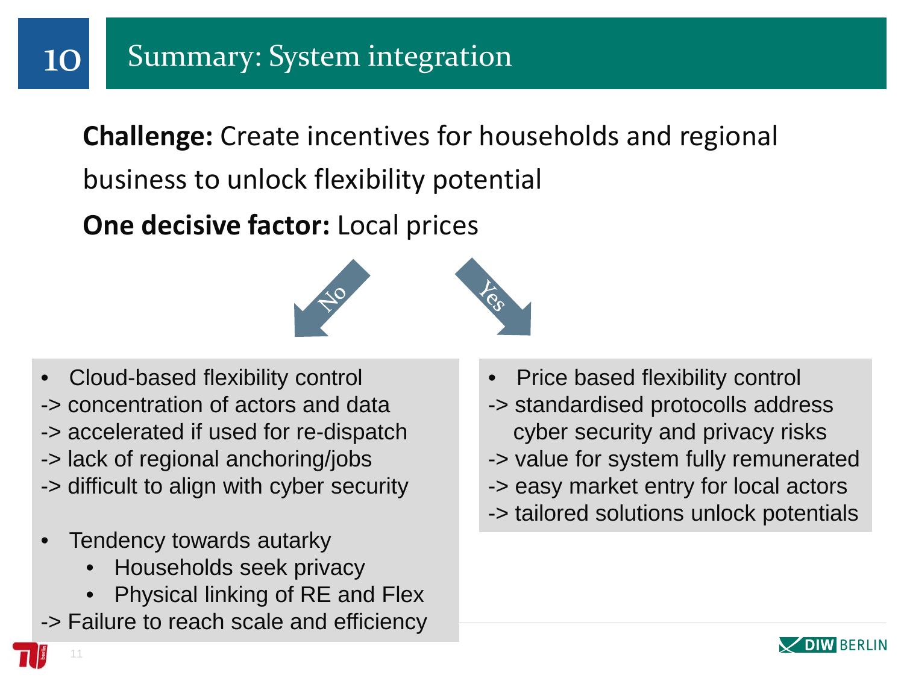# 10 Summary: System integration

**Challenge:** Create incentives for households and regional business to unlock flexibility potential

**One decisive factor:** Local prices

**No**

- Cloud-based flexibility control
  - -> concentration of actors and data
  - -> accelerated if used for re-dispatch
  - -> lack of regional anchoring/jobs
  - -> difficult to align with cyber security
- Tendency towards autarky
  - Households seek privacy
  - Physical linking of RE and Flex

-> Failure to reach scale and efficiency

**Yes**

- Price based flexibility control
  - -> standardised protocolls address cyber security and privacy risks
  - -> value for system fully remunerated
  - -> easy market entry for local actors
  - -> tailored solutions unlock potentials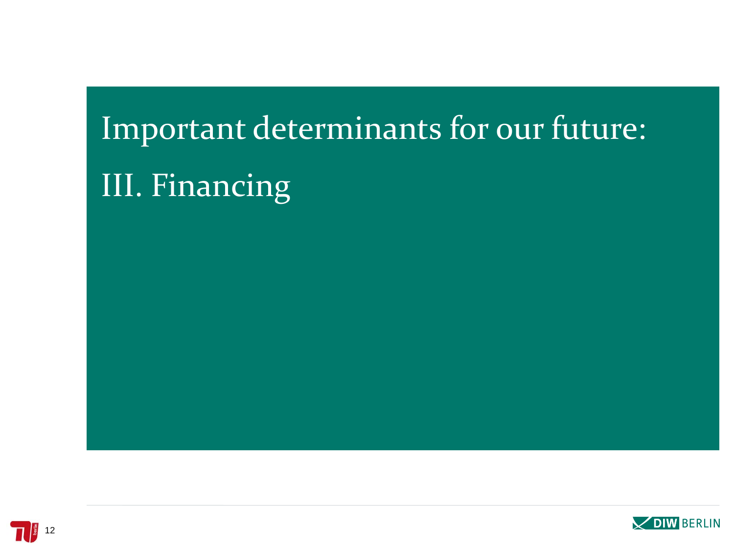# Important determinants for our future:

# III. Financing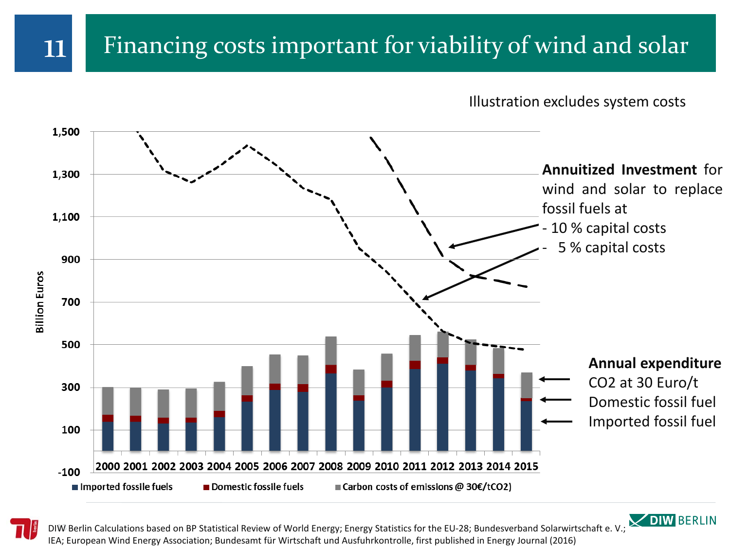# 11 Financing costs important for viability of wind and solar

Illustration excludes system costs

Billion Euros

1,500
1,300
1,100
900
700
500
300
100
-100

2000 2001 2002 2003 2004 2005 2006 2007 2008 2009 2010 2011 2012 2013 2014 2015

**Annuitized Investment** for wind and solar to replace fossil fuels at
- 10 % capital costs
- 5 % capital costs

**Annual expenditure**
CO2 at 30 Euro/t
Domestic fossil fuel
Imported fossil fuel

■ Imported fossile fuels ■ Domestic fossile fuels ■ Carbon costs of emissions @ 30€/tCO2)

DIW Berlin Calculations based on BP Statistical Review of World Energy; Energy Statistics for the EU-28; Bundesverband Solarwirtschaft e. V.; IEA; European Wind Energy Association; Bundesamt für Wirtschaft und Ausfuhrkontrolle, first published in Energy Journal (2016)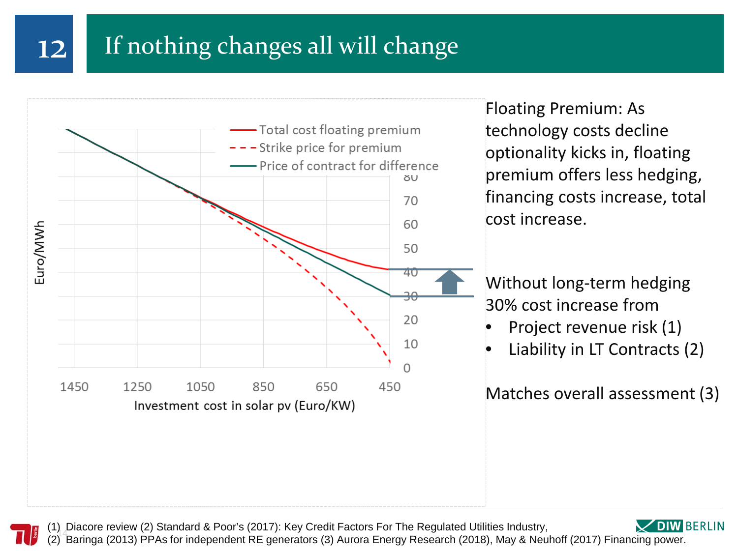# 12 If nothing changes all will change

Floating Premium: As technology costs decline optionality kicks in, floating premium offers less hedging, financing costs increase, total cost increase.

Without long-term hedging 30% cost increase from

- Project revenue risk (1)
- Liability in LT Contracts (2)

Matches overall assessment (3)

(1) Diacore review (2) Standard & Poor's (2017): Key Credit Factors For The Regulated Utilities Industry,
(2) Baringa (2013) PPAs for independent RE generators (3) Aurora Energy Research (2018), May & Neuhoff (2017) Financing power.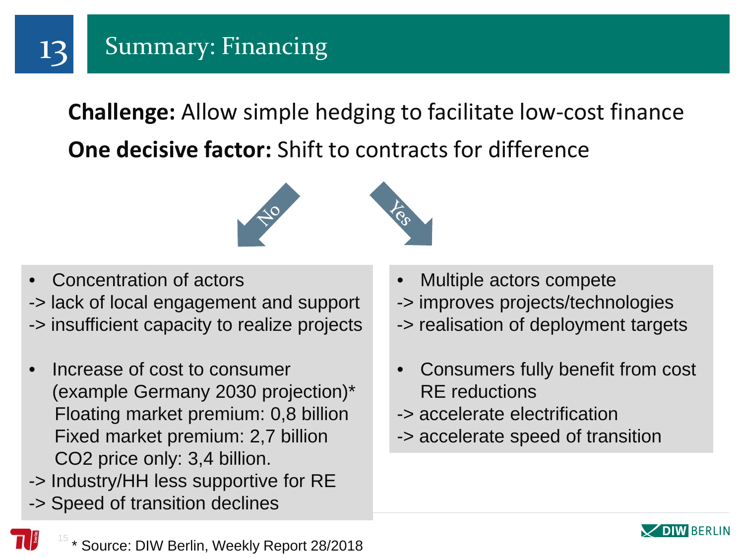# 13 Summary: Financing

**Challenge:** Allow simple hedging to facilitate low-cost finance

**One decisive factor:** Shift to contracts for difference

**No**

- Concentration of actors

-> lack of local engagement and support

-> insufficient capacity to realize projects

- Increase of cost to consumer (example Germany 2030 projection)*
  Floating market premium: 0,8 billion
  Fixed market premium: 2,7 billion
  $CO_2$ price only: 3,4 billion.

-> Industry/HH less supportive for RE

-> Speed of transition declines

**Yes**

- Multiple actors compete

-> improves projects/technologies

-> realisation of deployment targets

- Consumers fully benefit from cost RE reductions

-> accelerate electrification

-> accelerate speed of transition

* Source: DIW Berlin, Weekly Report 28/2018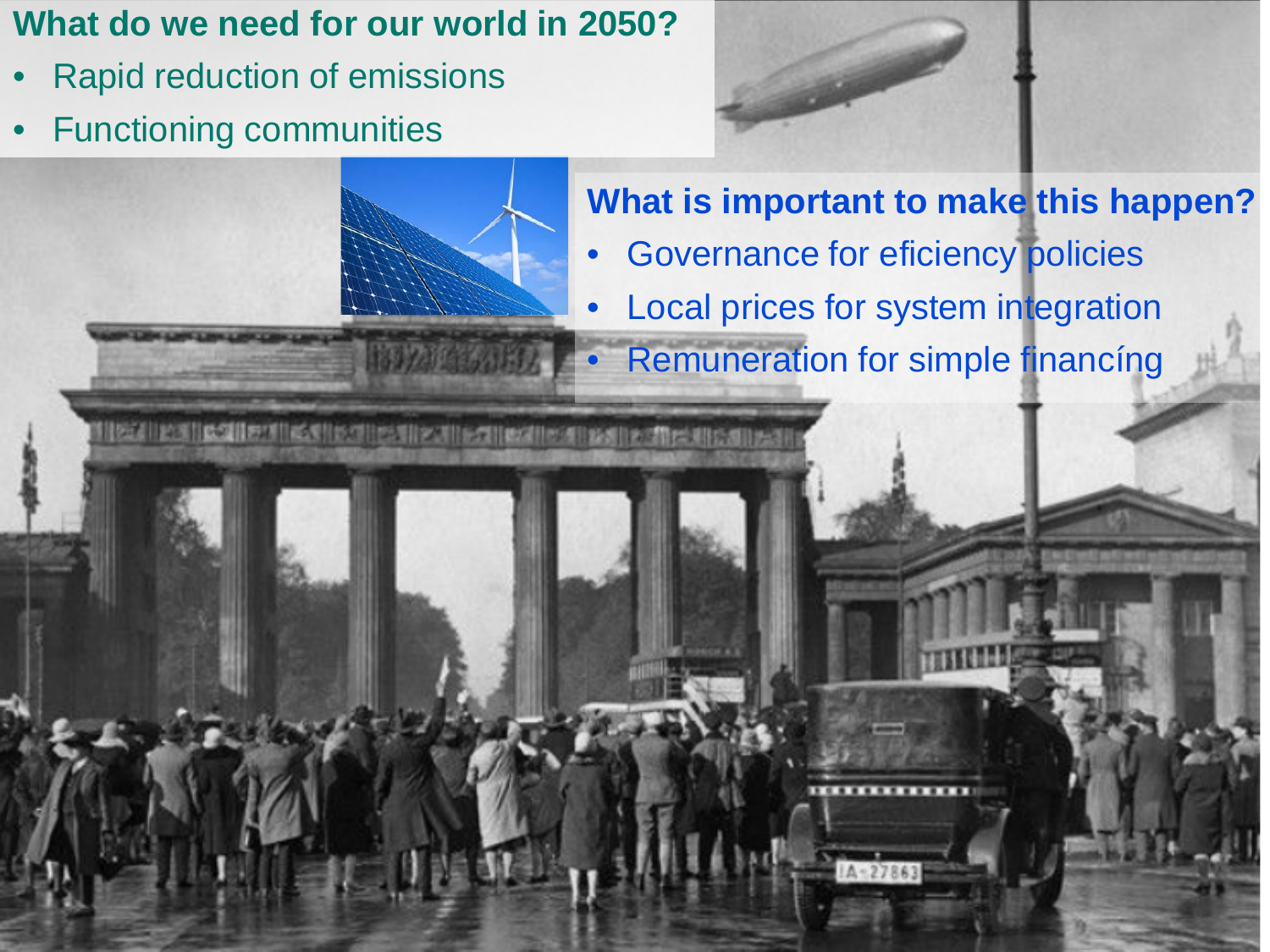## What do we need for our world in 2050?

- Rapid reduction of emissions
- Functioning communities

## What is important to make this happen?

- Governance for eficiency policies
- Local prices for system integration
- Remuneration for simple financíng